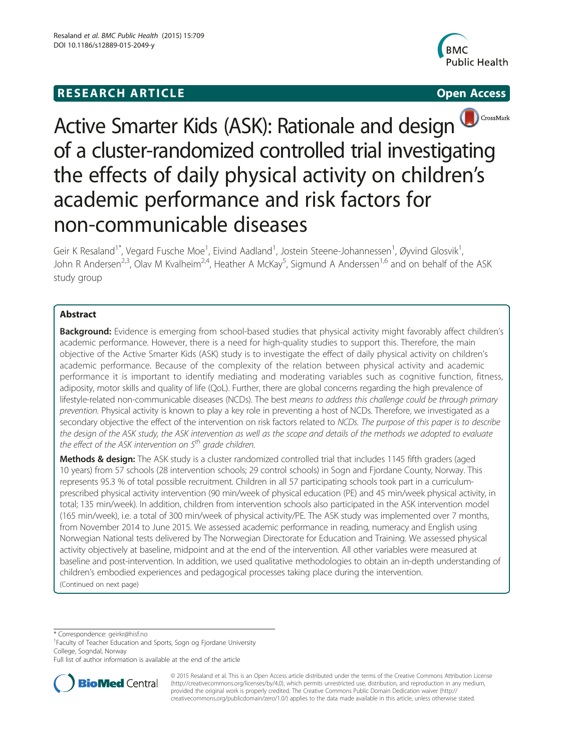**RESEARCH ARTICLE** **Open Access**

# Active Smarter Kids (ASK): Rationale and design of a cluster-randomized controlled trial investigating the effects of daily physical activity on children's academic performance and risk factors for non-communicable diseases

Geir K Resaland[1*], Vegard Fusche Moe[1], Eivind Aadland[1], Jostein Steene-Johannessen[1], Øyvind Glosvik[1], John R Andersen[2,3], Olav M Kvalheim[2,4], Heather A McKay[5], Sigmund A Anderssen[1,6] and on behalf of the ASK study group

## Abstract

**Background:** Evidence is emerging from school-based studies that physical activity might favorably affect children's academic performance. However, there is a need for high-quality studies to support this. Therefore, the main objective of the Active Smarter Kids (ASK) study is to investigate the effect of daily physical activity on children's academic performance. Because of the complexity of the relation between physical activity and academic performance it is important to identify mediating and moderating variables such as cognitive function, fitness, adiposity, motor skills and quality of life (QoL). Further, there are global concerns regarding the high prevalence of lifestyle-related non-communicable diseases (NCDs). The best *means to address this challenge could be through primary prevention.* Physical activity is known to play a key role in preventing a host of NCDs. Therefore, we investigated as a secondary objective the effect of the intervention on risk factors related to *NCDs. The purpose of this paper is to describe the design of the ASK study, the ASK intervention as well as the scope and details of the methods we adopted to evaluate the effect of the ASK intervention on 5th grade children.*

**Methods & design:** The ASK study is a cluster randomized controlled trial that includes 1145 fifth graders (aged 10 years) from 57 schools (28 intervention schools; 29 control schools) in Sogn and Fjordane County, Norway. This represents 95.3 % of total possible recruitment. Children in all 57 participating schools took part in a curriculum-prescribed physical activity intervention (90 min/week of physical education (PE) and 45 min/week physical activity, in total; 135 min/week). In addition, children from intervention schools also participated in the ASK intervention model (165 min/week), i.e. a total of 300 min/week of physical activity/PE. The ASK study was implemented over 7 months, from November 2014 to June 2015. We assessed academic performance in reading, numeracy and English using Norwegian National tests delivered by The Norwegian Directorate for Education and Training. We assessed physical activity objectively at baseline, midpoint and at the end of the intervention. All other variables were measured at baseline and post-intervention. In addition, we used qualitative methodologies to obtain an in-depth understanding of children's embodied experiences and pedagogical processes taking place during the intervention.

(Continued on next page)

---

\* Correspondence: geirkr@hisf.no
[1]Faculty of Teacher Education and Sports, Sogn og Fjordane University College, Sogndal, Norway
Full list of author information is available at the end of the article

© 2015 Resaland et al. This is an Open Access article distributed under the terms of the Creative Commons Attribution License (http://creativecommons.org/licenses/by/4.0), which permits unrestricted use, distribution, and reproduction in any medium, provided the original work is properly credited. The Creative Commons Public Domain Dedication waiver (http://creativecommons.org/publicdomain/zero/1.0/) applies to the data made available in this article, unless otherwise stated.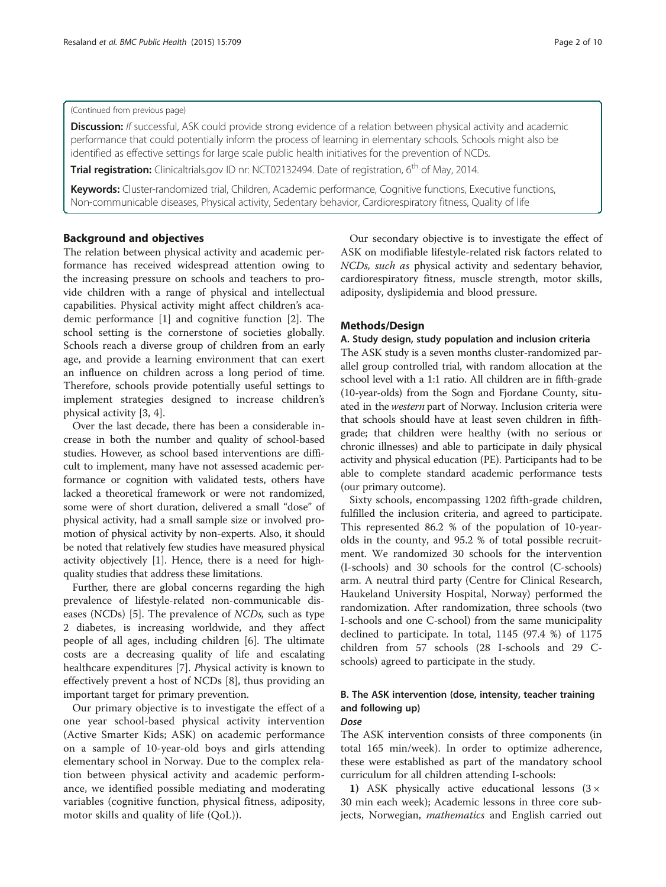(Continued from previous page)

**Discussion:** *If* successful, ASK could provide strong evidence of a relation between physical activity and academic performance that could potentially inform the process of learning in elementary schools. Schools might also be identified as effective settings for large scale public health initiatives for the prevention of NCDs.

**Trial registration:** Clinicaltrials.gov ID nr: NCT02132494. Date of registration, 6th of May, 2014.

**Keywords:** Cluster-randomized trial, Children, Academic performance, Cognitive functions, Executive functions, Non-communicable diseases, Physical activity, Sedentary behavior, Cardiorespiratory fitness, Quality of life

## Background and objectives

The relation between physical activity and academic performance has received widespread attention owing to the increasing pressure on schools and teachers to provide children with a range of physical and intellectual capabilities. Physical activity might affect children's academic performance [1] and cognitive function [2]. The school setting is the cornerstone of societies globally. Schools reach a diverse group of children from an early age, and provide a learning environment that can exert an influence on children across a long period of time. Therefore, schools provide potentially useful settings to implement strategies designed to increase children's physical activity [3, 4].

Over the last decade, there has been a considerable increase in both the number and quality of school-based studies. However, as school based interventions are difficult to implement, many have not assessed academic performance or cognition with validated tests, others have lacked a theoretical framework or were not randomized, some were of short duration, delivered a small "dose" of physical activity, had a small sample size or involved promotion of physical activity by non-experts. Also, it should be noted that relatively few studies have measured physical activity objectively [1]. Hence, there is a need for high-quality studies that address these limitations.

Further, there are global concerns regarding the high prevalence of lifestyle-related non-communicable diseases (NCDs) [5]. The prevalence of *NCDs,* such as type 2 diabetes, is increasing worldwide, and they affect people of all ages, including children [6]. The ultimate costs are a decreasing quality of life and escalating healthcare expenditures [7]. *P*hysical activity is known to effectively prevent a host of NCDs [8], thus providing an important target for primary prevention.

Our primary objective is to investigate the effect of a one year school-based physical activity intervention (Active Smarter Kids; ASK) on academic performance on a sample of 10-year-old boys and girls attending elementary school in Norway. Due to the complex relation between physical activity and academic performance, we identified possible mediating and moderating variables (cognitive function, physical fitness, adiposity, motor skills and quality of life (QoL)).

Our secondary objective is to investigate the effect of ASK on modifiable lifestyle-related risk factors related to *NCDs, such as* physical activity and sedentary behavior, cardiorespiratory fitness, muscle strength, motor skills, adiposity, dyslipidemia and blood pressure.

## Methods/Design

### A. Study design, study population and inclusion criteria

The ASK study is a seven months cluster-randomized parallel group controlled trial, with random allocation at the school level with a 1:1 ratio. All children are in fifth-grade (10-year-olds) from the Sogn and Fjordane County, situated in the *western* part of Norway. Inclusion criteria were that schools should have at least seven children in fifth-grade; that children were healthy (with no serious or chronic illnesses) and able to participate in daily physical activity and physical education (PE). Participants had to be able to complete standard academic performance tests (our primary outcome).

Sixty schools, encompassing 1202 fifth-grade children, fulfilled the inclusion criteria, and agreed to participate. This represented 86.2 % of the population of 10-year-olds in the county, and 95.2 % of total possible recruitment. We randomized 30 schools for the intervention (I-schools) and 30 schools for the control (C-schools) arm. A neutral third party (Centre for Clinical Research, Haukeland University Hospital, Norway) performed the randomization. After randomization, three schools (two I-schools and one C-school) from the same municipality declined to participate. In total, 1145 (97.4 %) of 1175 children from 57 schools (28 I-schools and 29 C-schools) agreed to participate in the study.

### B. The ASK intervention (dose, intensity, teacher training and following up)

#### *Dose*

The ASK intervention consists of three components (in total 165 min/week). In order to optimize adherence, these were established as part of the mandatory school curriculum for all children attending I-schools:

**1)** ASK physically active educational lessons (3 × 30 min each week); Academic lessons in three core subjects, Norwegian, *mathematics* and English carried out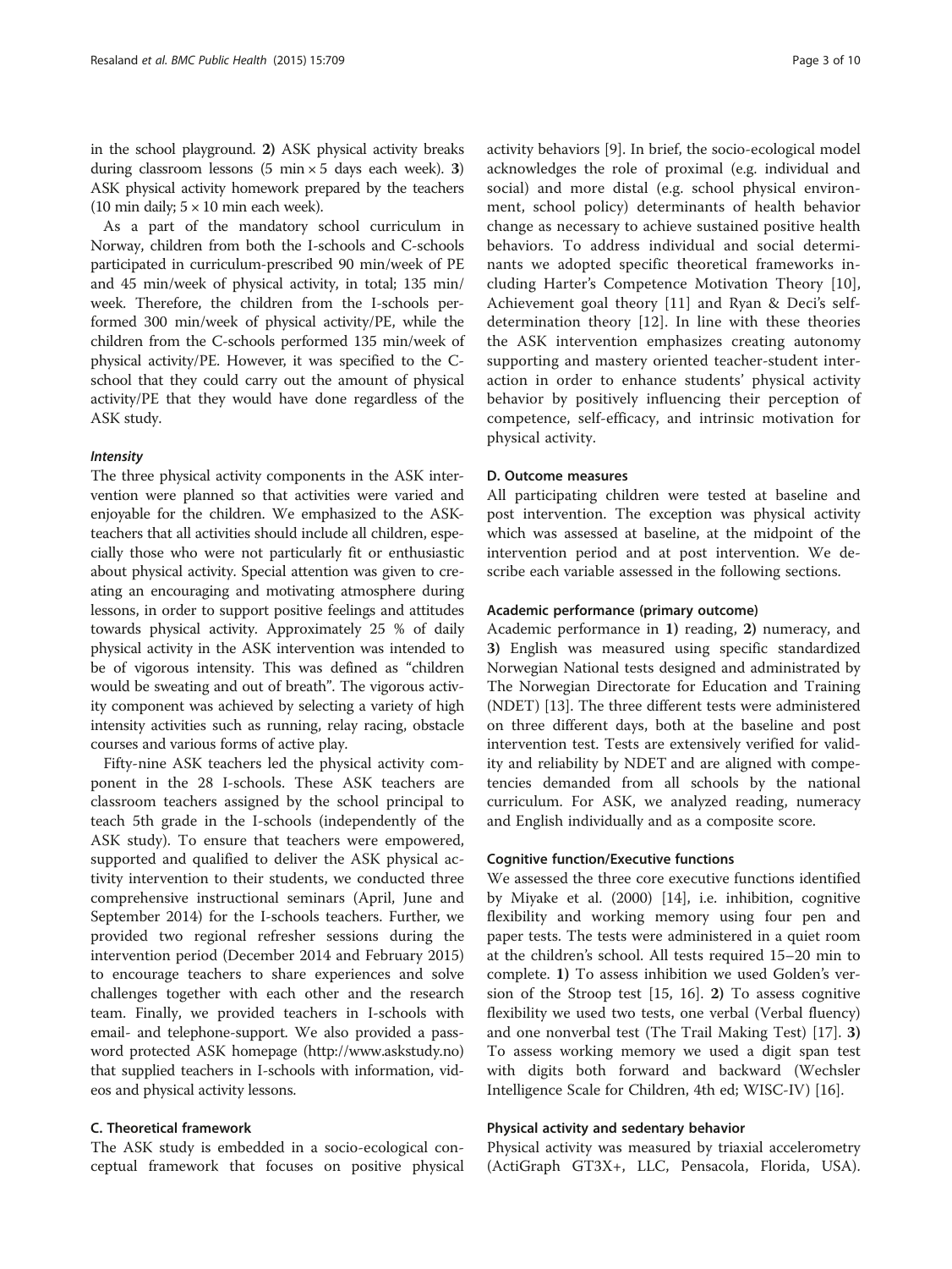in the school playground. **2)** ASK physical activity breaks during classroom lessons (5 min × 5 days each week). **3)** ASK physical activity homework prepared by the teachers (10 min daily; 5 × 10 min each week).

As a part of the mandatory school curriculum in Norway, children from both the I-schools and C-schools participated in curriculum-prescribed 90 min/week of PE and 45 min/week of physical activity, in total; 135 min/week. Therefore, the children from the I-schools performed 300 min/week of physical activity/PE, while the children from the C-schools performed 135 min/week of physical activity/PE. However, it was specified to the C-school that they could carry out the amount of physical activity/PE that they would have done regardless of the ASK study.

#### *Intensity*

The three physical activity components in the ASK intervention were planned so that activities were varied and enjoyable for the children. We emphasized to the ASK-teachers that all activities should include all children, especially those who were not particularly fit or enthusiastic about physical activity. Special attention was given to creating an encouraging and motivating atmosphere during lessons, in order to support positive feelings and attitudes towards physical activity. Approximately 25 % of daily physical activity in the ASK intervention was intended to be of vigorous intensity. This was defined as "children would be sweating and out of breath". The vigorous activity component was achieved by selecting a variety of high intensity activities such as running, relay racing, obstacle courses and various forms of active play.

Fifty-nine ASK teachers led the physical activity component in the 28 I-schools. These ASK teachers are classroom teachers assigned by the school principal to teach 5th grade in the I-schools (independently of the ASK study). To ensure that teachers were empowered, supported and qualified to deliver the ASK physical activity intervention to their students, we conducted three comprehensive instructional seminars (April, June and September 2014) for the I-schools teachers. Further, we provided two regional refresher sessions during the intervention period (December 2014 and February 2015) to encourage teachers to share experiences and solve challenges together with each other and the research team. Finally, we provided teachers in I-schools with email- and telephone-support. We also provided a password protected ASK homepage (http://www.askstudy.no) that supplied teachers in I-schools with information, videos and physical activity lessons.

### C. Theoretical framework

The ASK study is embedded in a socio-ecological conceptual framework that focuses on positive physical activity behaviors [9]. In brief, the socio-ecological model acknowledges the role of proximal (e.g. individual and social) and more distal (e.g. school physical environment, school policy) determinants of health behavior change as necessary to achieve sustained positive health behaviors. To address individual and social determinants we adopted specific theoretical frameworks including Harter's Competence Motivation Theory [10], Achievement goal theory [11] and Ryan & Deci's self-determination theory [12]. In line with these theories the ASK intervention emphasizes creating autonomy supporting and mastery oriented teacher-student interaction in order to enhance students' physical activity behavior by positively influencing their perception of competence, self-efficacy, and intrinsic motivation for physical activity.

### D. Outcome measures

All participating children were tested at baseline and post intervention. The exception was physical activity which was assessed at baseline, at the midpoint of the intervention period and at post intervention. We describe each variable assessed in the following sections.

#### Academic performance (primary outcome)

Academic performance in **1)** reading, **2)** numeracy, and **3)** English was measured using specific standardized Norwegian National tests designed and administrated by The Norwegian Directorate for Education and Training (NDET) [13]. The three different tests were administered on three different days, both at the baseline and post intervention test. Tests are extensively verified for validity and reliability by NDET and are aligned with competencies demanded from all schools by the national curriculum. For ASK, we analyzed reading, numeracy and English individually and as a composite score.

#### Cognitive function/Executive functions

We assessed the three core executive functions identified by Miyake et al. (2000) [14], i.e. inhibition, cognitive flexibility and working memory using four pen and paper tests. The tests were administered in a quiet room at the children's school. All tests required 15–20 min to complete. **1)** To assess inhibition we used Golden's version of the Stroop test [15, 16]. **2)** To assess cognitive flexibility we used two tests, one verbal (Verbal fluency) and one nonverbal test (The Trail Making Test) [17]. **3)** To assess working memory we used a digit span test with digits both forward and backward (Wechsler Intelligence Scale for Children, 4th ed; WISC-IV) [16].

#### Physical activity and sedentary behavior

Physical activity was measured by triaxial accelerometry (ActiGraph GT3X+, LLC, Pensacola, Florida, USA).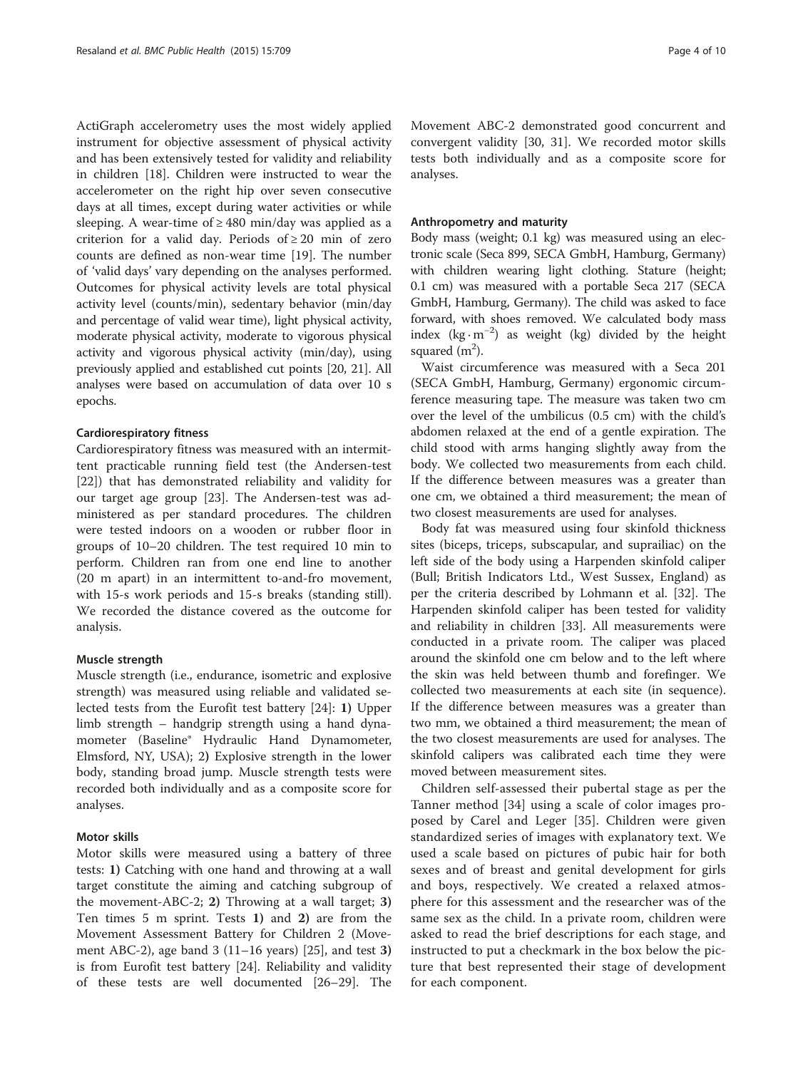ActiGraph accelerometry uses the most widely applied instrument for objective assessment of physical activity and has been extensively tested for validity and reliability in children [18]. Children were instructed to wear the accelerometer on the right hip over seven consecutive days at all times, except during water activities or while sleeping. A wear-time of ≥ 480 min/day was applied as a criterion for a valid day. Periods of ≥ 20 min of zero counts are defined as non-wear time [19]. The number of 'valid days' vary depending on the analyses performed. Outcomes for physical activity levels are total physical activity level (counts/min), sedentary behavior (min/day and percentage of valid wear time), light physical activity, moderate physical activity, moderate to vigorous physical activity and vigorous physical activity (min/day), using previously applied and established cut points [20, 21]. All analyses were based on accumulation of data over 10 s epochs.

#### Cardiorespiratory fitness

Cardiorespiratory fitness was measured with an intermittent practicable running field test (the Andersen-test [22]) that has demonstrated reliability and validity for our target age group [23]. The Andersen-test was administered as per standard procedures. The children were tested indoors on a wooden or rubber floor in groups of 10–20 children. The test required 10 min to perform. Children ran from one end line to another (20 m apart) in an intermittent to-and-fro movement, with 15-s work periods and 15-s breaks (standing still). We recorded the distance covered as the outcome for analysis.

#### Muscle strength

Muscle strength (i.e., endurance, isometric and explosive strength) was measured using reliable and validated selected tests from the Eurofit test battery [24]: **1)** Upper limb strength – handgrip strength using a hand dynamometer (Baseline® Hydraulic Hand Dynamometer, Elmsford, NY, USA); 2) Explosive strength in the lower body, standing broad jump. Muscle strength tests were recorded both individually and as a composite score for analyses.

#### Motor skills

Motor skills were measured using a battery of three tests: **1)** Catching with one hand and throwing at a wall target constitute the aiming and catching subgroup of the movement-ABC-2; **2)** Throwing at a wall target; **3)** Ten times 5 m sprint. Tests **1)** and **2)** are from the Movement Assessment Battery for Children 2 (Movement ABC-2), age band 3 (11–16 years) [25], and test **3)** is from Eurofit test battery [24]. Reliability and validity of these tests are well documented [26–29]. The Movement ABC-2 demonstrated good concurrent and convergent validity [30, 31]. We recorded motor skills tests both individually and as a composite score for analyses.

#### Anthropometry and maturity

Body mass (weight; 0.1 kg) was measured using an electronic scale (Seca 899, SECA GmbH, Hamburg, Germany) with children wearing light clothing. Stature (height; 0.1 cm) was measured with a portable Seca 217 (SECA GmbH, Hamburg, Germany). The child was asked to face forward, with shoes removed. We calculated body mass index ($kg \cdot m^{-2}$) as weight (kg) divided by the height squared ($m^2$).

Waist circumference was measured with a Seca 201 (SECA GmbH, Hamburg, Germany) ergonomic circumference measuring tape. The measure was taken two cm over the level of the umbilicus (0.5 cm) with the child's abdomen relaxed at the end of a gentle expiration. The child stood with arms hanging slightly away from the body. We collected two measurements from each child. If the difference between measures was a greater than one cm, we obtained a third measurement; the mean of two closest measurements are used for analyses.

Body fat was measured using four skinfold thickness sites (biceps, triceps, subscapular, and suprailiac) on the left side of the body using a Harpenden skinfold caliper (Bull; British Indicators Ltd., West Sussex, England) as per the criteria described by Lohmann et al. [32]. The Harpenden skinfold caliper has been tested for validity and reliability in children [33]. All measurements were conducted in a private room. The caliper was placed around the skinfold one cm below and to the left where the skin was held between thumb and forefinger. We collected two measurements at each site (in sequence). If the difference between measures was a greater than two mm, we obtained a third measurement; the mean of the two closest measurements are used for analyses. The skinfold calipers was calibrated each time they were moved between measurement sites.

Children self-assessed their pubertal stage as per the Tanner method [34] using a scale of color images proposed by Carel and Leger [35]. Children were given standardized series of images with explanatory text. We used a scale based on pictures of pubic hair for both sexes and of breast and genital development for girls and boys, respectively. We created a relaxed atmosphere for this assessment and the researcher was of the same sex as the child. In a private room, children were asked to read the brief descriptions for each stage, and instructed to put a checkmark in the box below the picture that best represented their stage of development for each component.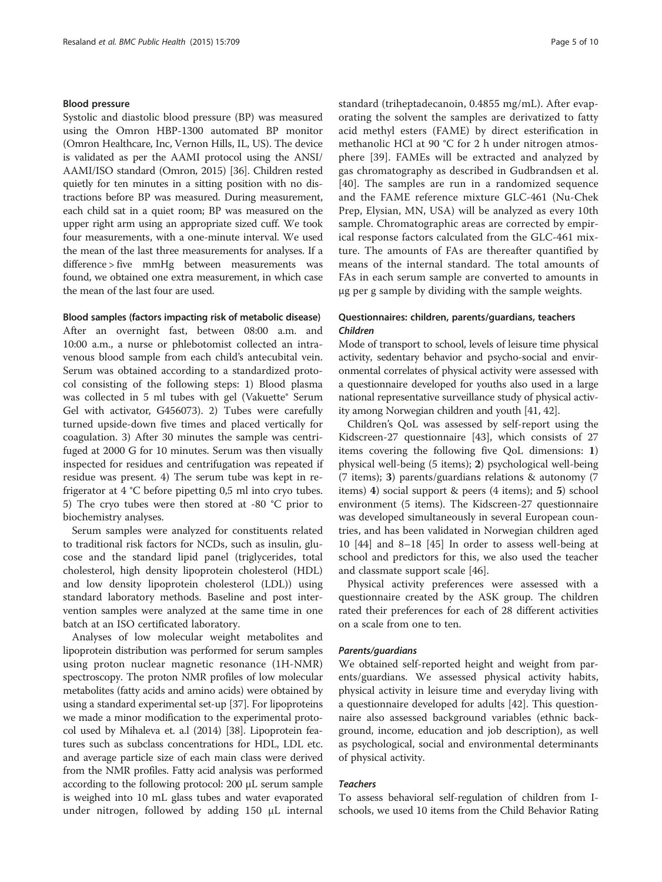#### Blood pressure

Systolic and diastolic blood pressure (BP) was measured using the Omron HBP-1300 automated BP monitor (Omron Healthcare, Inc, Vernon Hills, IL, US). The device is validated as per the AAMI protocol using the ANSI/AAMI/ISO standard (Omron, 2015) [36]. Children rested quietly for ten minutes in a sitting position with no distractions before BP was measured. During measurement, each child sat in a quiet room; BP was measured on the upper right arm using an appropriate sized cuff. We took four measurements, with a one-minute interval. We used the mean of the last three measurements for analyses. If a difference > five mmHg between measurements was found, we obtained one extra measurement, in which case the mean of the last four are used.

#### Blood samples (factors impacting risk of metabolic disease)

After an overnight fast, between 08:00 a.m. and 10:00 a.m., a nurse or phlebotomist collected an intravenous blood sample from each child's antecubital vein. Serum was obtained according to a standardized protocol consisting of the following steps: 1) Blood plasma was collected in 5 ml tubes with gel (Vakuette® Serum Gel with activator, G456073). 2) Tubes were carefully turned upside-down five times and placed vertically for coagulation. 3) After 30 minutes the sample was centrifuged at 2000 G for 10 minutes. Serum was then visually inspected for residues and centrifugation was repeated if residue was present. 4) The serum tube was kept in refrigerator at 4 °C before pipetting 0,5 ml into cryo tubes. 5) The cryo tubes were then stored at -80 °C prior to biochemistry analyses.

Serum samples were analyzed for constituents related to traditional risk factors for NCDs, such as insulin, glucose and the standard lipid panel (triglycerides, total cholesterol, high density lipoprotein cholesterol (HDL) and low density lipoprotein cholesterol (LDL)) using standard laboratory methods. Baseline and post intervention samples were analyzed at the same time in one batch at an ISO certificated laboratory.

Analyses of low molecular weight metabolites and lipoprotein distribution was performed for serum samples using proton nuclear magnetic resonance (1H-NMR) spectroscopy. The proton NMR profiles of low molecular metabolites (fatty acids and amino acids) were obtained by using a standard experimental set-up [37]. For lipoproteins we made a minor modification to the experimental protocol used by Mihaleva et. a.l (2014) [38]. Lipoprotein features such as subclass concentrations for HDL, LDL etc. and average particle size of each main class were derived from the NMR profiles. Fatty acid analysis was performed according to the following protocol: 200 μL serum sample is weighed into 10 mL glass tubes and water evaporated under nitrogen, followed by adding 150 μL internal standard (triheptadecanoin, 0.4855 mg/mL). After evaporating the solvent the samples are derivatized to fatty acid methyl esters (FAME) by direct esterification in methanolic HCl at 90 °C for 2 h under nitrogen atmosphere [39]. FAMEs will be extracted and analyzed by gas chromatography as described in Gudbrandsen et al. [40]. The samples are run in a randomized sequence and the FAME reference mixture GLC-461 (Nu-Chek Prep, Elysian, MN, USA) will be analyzed as every 10th sample. Chromatographic areas are corrected by empirical response factors calculated from the GLC-461 mixture. The amounts of FAs are thereafter quantified by means of the internal standard. The total amounts of FAs in each serum sample are converted to amounts in μg per g sample by dividing with the sample weights.

### Questionnaires: children, parents/guardians, teachers

#### *Children*

Mode of transport to school, levels of leisure time physical activity, sedentary behavior and psycho-social and environmental correlates of physical activity were assessed with a questionnaire developed for youths also used in a large national representative surveillance study of physical activity among Norwegian children and youth [41, 42].

Children's QoL was assessed by self-report using the Kidscreen-27 questionnaire [43], which consists of 27 items covering the following five QoL dimensions: **1**) physical well-being (5 items); **2**) psychological well-being (7 items); **3**) parents/guardians relations & autonomy (7 items) **4**) social support & peers (4 items); and **5**) school environment (5 items). The Kidscreen-27 questionnaire was developed simultaneously in several European countries, and has been validated in Norwegian children aged 10 [44] and 8–18 [45] In order to assess well-being at school and predictors for this, we also used the teacher and classmate support scale [46].

Physical activity preferences were assessed with a questionnaire created by the ASK group. The children rated their preferences for each of 28 different activities on a scale from one to ten.

#### *Parents/guardians*

We obtained self-reported height and weight from parents/guardians. We assessed physical activity habits, physical activity in leisure time and everyday living with a questionnaire developed for adults [42]. This questionnaire also assessed background variables (ethnic background, income, education and job description), as well as psychological, social and environmental determinants of physical activity.

#### *Teachers*

To assess behavioral self-regulation of children from I-schools, we used 10 items from the Child Behavior Rating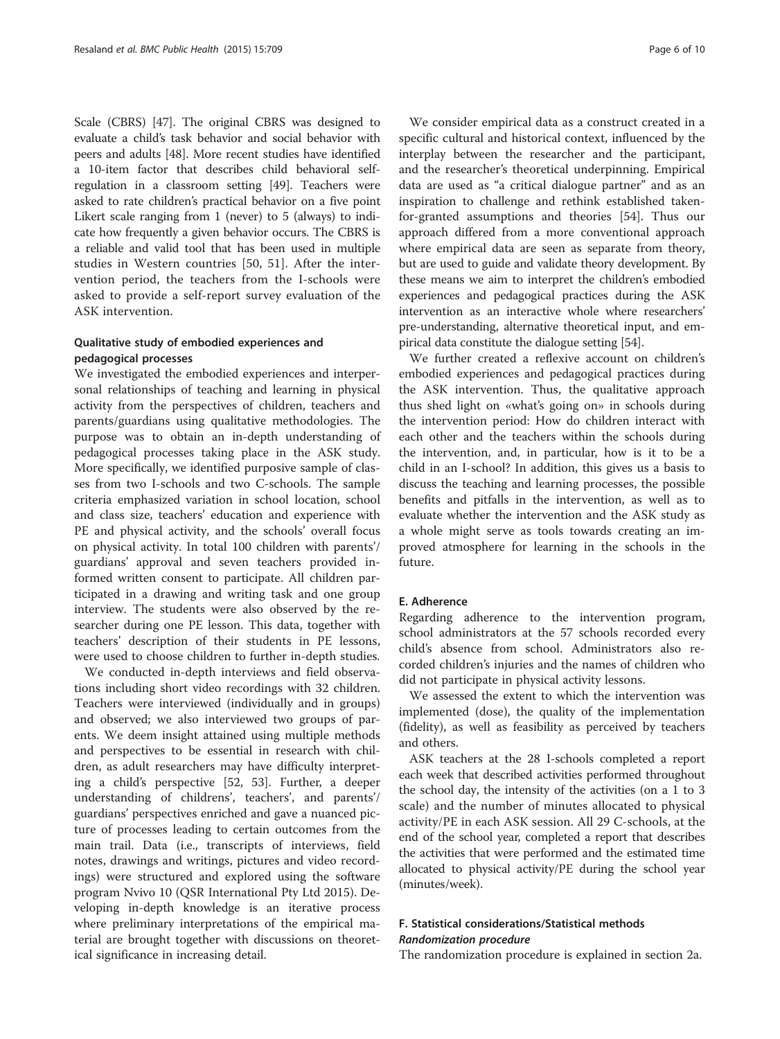Scale (CBRS) [47]. The original CBRS was designed to evaluate a child's task behavior and social behavior with peers and adults [48]. More recent studies have identified a 10-item factor that describes child behavioral self-regulation in a classroom setting [49]. Teachers were asked to rate children's practical behavior on a five point Likert scale ranging from 1 (never) to 5 (always) to indicate how frequently a given behavior occurs. The CBRS is a reliable and valid tool that has been used in multiple studies in Western countries [50, 51]. After the intervention period, the teachers from the I-schools were asked to provide a self-report survey evaluation of the ASK intervention.

#### Qualitative study of embodied experiences and pedagogical processes

We investigated the embodied experiences and interpersonal relationships of teaching and learning in physical activity from the perspectives of children, teachers and parents/guardians using qualitative methodologies. The purpose was to obtain an in-depth understanding of pedagogical processes taking place in the ASK study. More specifically, we identified purposive sample of classes from two I-schools and two C-schools. The sample criteria emphasized variation in school location, school and class size, teachers' education and experience with PE and physical activity, and the schools' overall focus on physical activity. In total 100 children with parents'/guardians' approval and seven teachers provided informed written consent to participate. All children participated in a drawing and writing task and one group interview. The students were also observed by the researcher during one PE lesson. This data, together with teachers' description of their students in PE lessons, were used to choose children to further in-depth studies.

We conducted in-depth interviews and field observations including short video recordings with 32 children. Teachers were interviewed (individually and in groups) and observed; we also interviewed two groups of parents. We deem insight attained using multiple methods and perspectives to be essential in research with children, as adult researchers may have difficulty interpreting a child's perspective [52, 53]. Further, a deeper understanding of childrens', teachers', and parents'/guardians' perspectives enriched and gave a nuanced picture of processes leading to certain outcomes from the main trail. Data (i.e., transcripts of interviews, field notes, drawings and writings, pictures and video recordings) were structured and explored using the software program Nvivo 10 (QSR International Pty Ltd 2015). Developing in-depth knowledge is an iterative process where preliminary interpretations of the empirical material are brought together with discussions on theoretical significance in increasing detail.

We consider empirical data as a construct created in a specific cultural and historical context, influenced by the interplay between the researcher and the participant, and the researcher's theoretical underpinning. Empirical data are used as "a critical dialogue partner" and as an inspiration to challenge and rethink established taken-for-granted assumptions and theories [54]. Thus our approach differed from a more conventional approach where empirical data are seen as separate from theory, but are used to guide and validate theory development. By these means we aim to interpret the children's embodied experiences and pedagogical practices during the ASK intervention as an interactive whole where researchers' pre-understanding, alternative theoretical input, and empirical data constitute the dialogue setting [54].

We further created a reflexive account on children's embodied experiences and pedagogical practices during the ASK intervention. Thus, the qualitative approach thus shed light on «what's going on» in schools during the intervention period: How do children interact with each other and the teachers within the schools during the intervention, and, in particular, how is it to be a child in an I-school? In addition, this gives us a basis to discuss the teaching and learning processes, the possible benefits and pitfalls in the intervention, as well as to evaluate whether the intervention and the ASK study as a whole might serve as tools towards creating an improved atmosphere for learning in the schools in the future.

### E. Adherence

Regarding adherence to the intervention program, school administrators at the 57 schools recorded every child's absence from school. Administrators also recorded children's injuries and the names of children who did not participate in physical activity lessons.

We assessed the extent to which the intervention was implemented (dose), the quality of the implementation (fidelity), as well as feasibility as perceived by teachers and others.

ASK teachers at the 28 I-schools completed a report each week that described activities performed throughout the school day, the intensity of the activities (on a 1 to 3 scale) and the number of minutes allocated to physical activity/PE in each ASK session. All 29 C-schools, at the end of the school year, completed a report that describes the activities that were performed and the estimated time allocated to physical activity/PE during the school year (minutes/week).

### F. Statistical considerations/Statistical methods

#### *Randomization procedure*

The randomization procedure is explained in section 2a.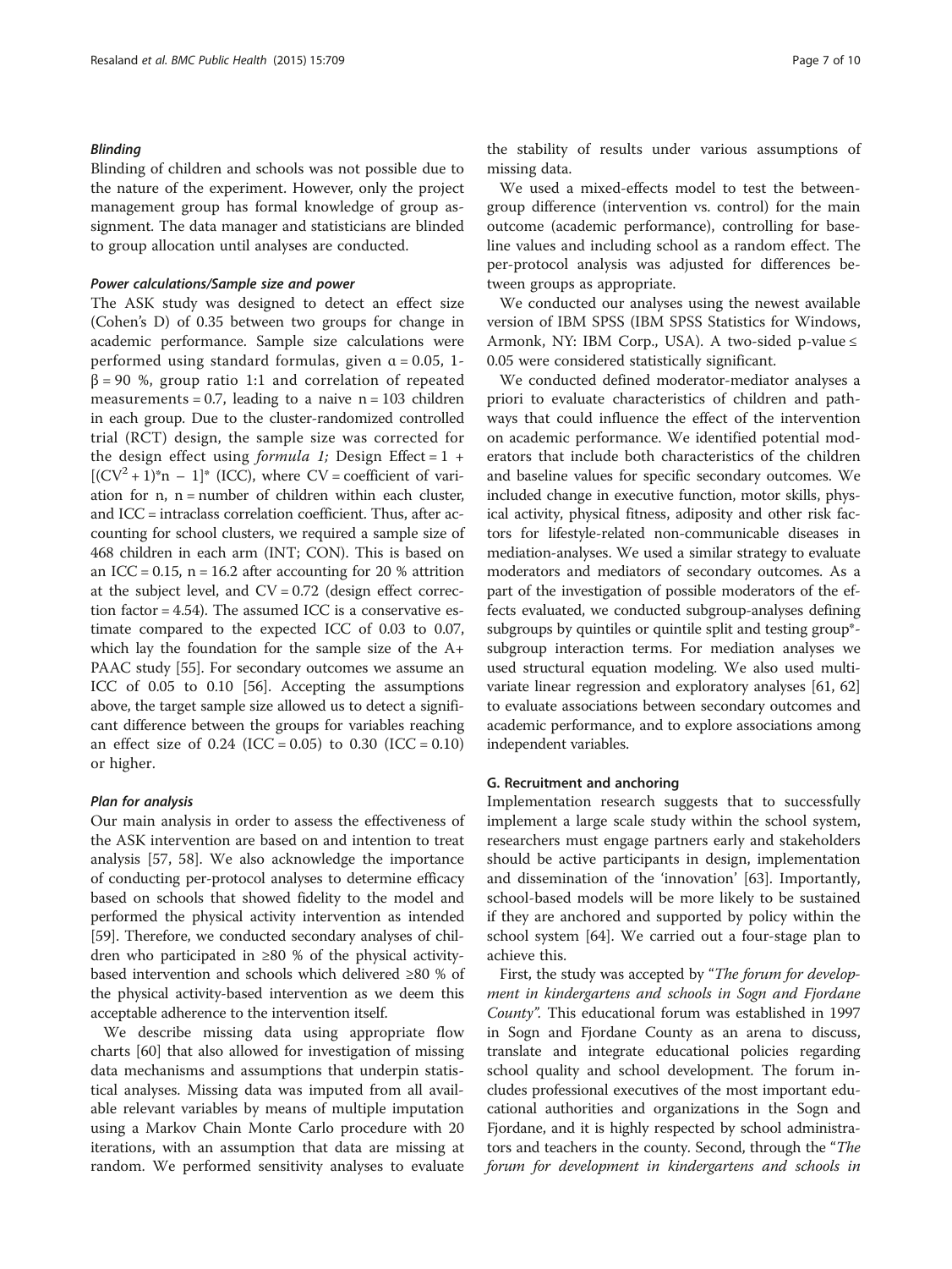#### *Blinding*

Blinding of children and schools was not possible due to the nature of the experiment. However, only the project management group has formal knowledge of group assignment. The data manager and statisticians are blinded to group allocation until analyses are conducted.

#### *Power calculations/Sample size and power*

The ASK study was designed to detect an effect size (Cohen's D) of 0.35 between two groups for change in academic performance. Sample size calculations were performed using standard formulas, given α = 0.05, 1-β = 90 %, group ratio 1:1 and correlation of repeated measurements = 0.7, leading to a naive n = 103 children in each group. Due to the cluster-randomized controlled trial (RCT) design, the sample size was corrected for the design effect using *formula 1;* Design Effect = 1 + $[(CV^2 + 1)^*n - 1]^*$ (ICC), where CV = coefficient of variation for n, n = number of children within each cluster, and ICC = intraclass correlation coefficient. Thus, after accounting for school clusters, we required a sample size of 468 children in each arm (INT; CON). This is based on an ICC = 0.15, n = 16.2 after accounting for 20 % attrition at the subject level, and CV = 0.72 (design effect correction factor = 4.54). The assumed ICC is a conservative estimate compared to the expected ICC of 0.03 to 0.07, which lay the foundation for the sample size of the A+ PAAC study [55]. For secondary outcomes we assume an ICC of 0.05 to 0.10 [56]. Accepting the assumptions above, the target sample size allowed us to detect a significant difference between the groups for variables reaching an effect size of 0.24 (ICC = 0.05) to 0.30 (ICC = 0.10) or higher.

#### *Plan for analysis*

Our main analysis in order to assess the effectiveness of the ASK intervention are based on and intention to treat analysis [57, 58]. We also acknowledge the importance of conducting per-protocol analyses to determine efficacy based on schools that showed fidelity to the model and performed the physical activity intervention as intended [59]. Therefore, we conducted secondary analyses of children who participated in ≥80 % of the physical activity-based intervention and schools which delivered ≥80 % of the physical activity-based intervention as we deem this acceptable adherence to the intervention itself.

We describe missing data using appropriate flow charts [60] that also allowed for investigation of missing data mechanisms and assumptions that underpin statistical analyses. Missing data was imputed from all available relevant variables by means of multiple imputation using a Markov Chain Monte Carlo procedure with 20 iterations, with an assumption that data are missing at random. We performed sensitivity analyses to evaluate the stability of results under various assumptions of missing data.

We used a mixed-effects model to test the between-group difference (intervention vs. control) for the main outcome (academic performance), controlling for baseline values and including school as a random effect. The per-protocol analysis was adjusted for differences between groups as appropriate.

We conducted our analyses using the newest available version of IBM SPSS (IBM SPSS Statistics for Windows, Armonk, NY: IBM Corp., USA). A two-sided p-value ≤ 0.05 were considered statistically significant.

We conducted defined moderator-mediator analyses a priori to evaluate characteristics of children and pathways that could influence the effect of the intervention on academic performance. We identified potential moderators that include both characteristics of the children and baseline values for specific secondary outcomes. We included change in executive function, motor skills, physical activity, physical fitness, adiposity and other risk factors for lifestyle-related non-communicable diseases in mediation-analyses. We used a similar strategy to evaluate moderators and mediators of secondary outcomes. As a part of the investigation of possible moderators of the effects evaluated, we conducted subgroup-analyses defining subgroups by quintiles or quintile split and testing group*-subgroup interaction terms. For mediation analyses we used structural equation modeling. We also used multivariate linear regression and exploratory analyses [61, 62] to evaluate associations between secondary outcomes and academic performance, and to explore associations among independent variables.

### G. Recruitment and anchoring

Implementation research suggests that to successfully implement a large scale study within the school system, researchers must engage partners early and stakeholders should be active participants in design, implementation and dissemination of the 'innovation' [63]. Importantly, school-based models will be more likely to be sustained if they are anchored and supported by policy within the school system [64]. We carried out a four-stage plan to achieve this.

First, the study was accepted by "*The forum for development in kindergartens and schools in Sogn and Fjordane County*". This educational forum was established in 1997 in Sogn and Fjordane County as an arena to discuss, translate and integrate educational policies regarding school quality and school development. The forum includes professional executives of the most important educational authorities and organizations in the Sogn and Fjordane, and it is highly respected by school administrators and teachers in the county. Second, through the "*The forum for development in kindergartens and schools in*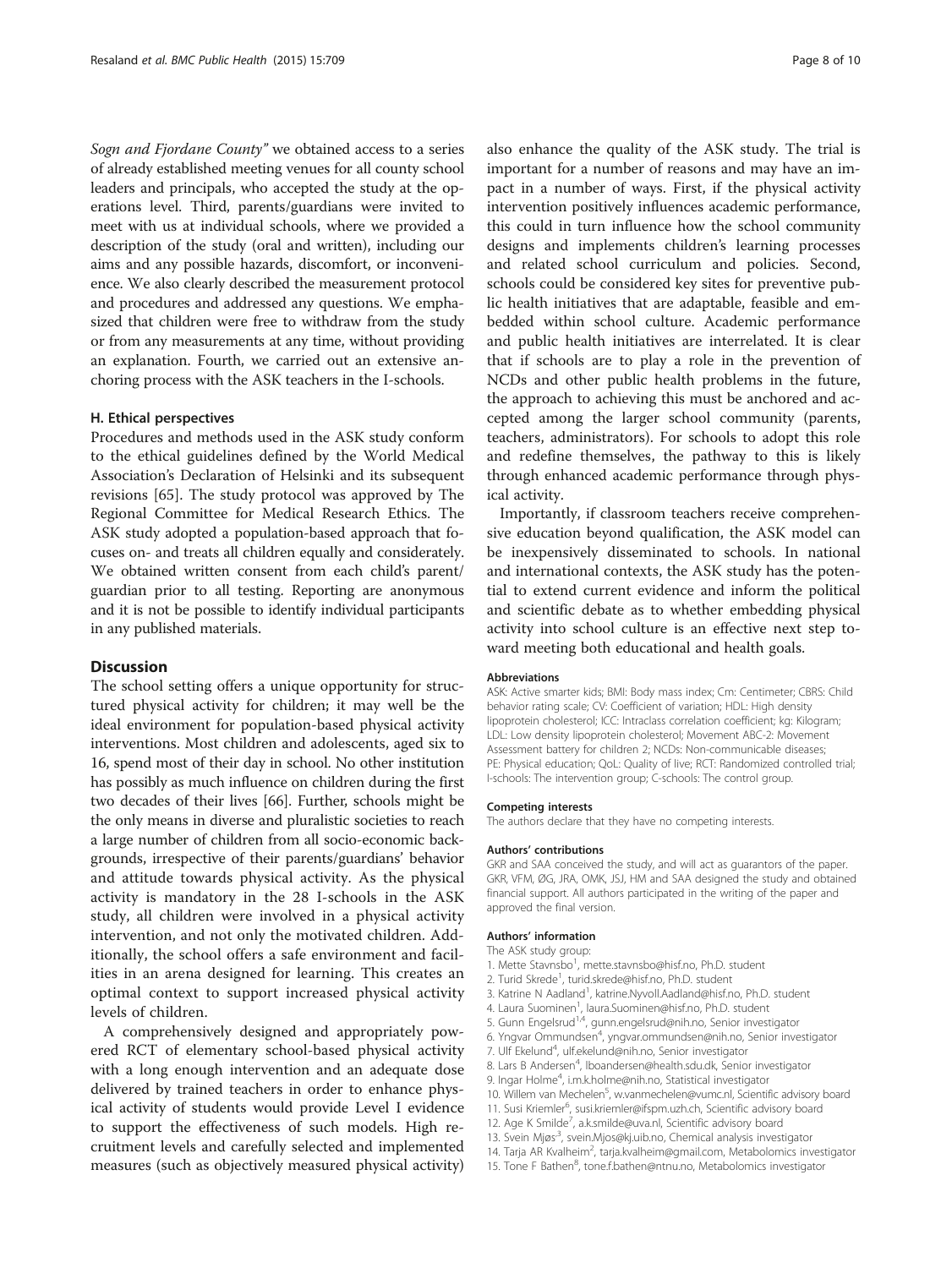Sogn and Fjordane County" we obtained access to a series of already established meeting venues for all county school leaders and principals, who accepted the study at the operations level. Third, parents/guardians were invited to meet with us at individual schools, where we provided a description of the study (oral and written), including our aims and any possible hazards, discomfort, or inconvenience. We also clearly described the measurement protocol and procedures and addressed any questions. We emphasized that children were free to withdraw from the study or from any measurements at any time, without providing an explanation. Fourth, we carried out an extensive anchoring process with the ASK teachers in the I-schools.

#### H. Ethical perspectives

Procedures and methods used in the ASK study conform to the ethical guidelines defined by the World Medical Association's Declaration of Helsinki and its subsequent revisions [65]. The study protocol was approved by The Regional Committee for Medical Research Ethics. The ASK study adopted a population-based approach that focuses on- and treats all children equally and considerately. We obtained written consent from each child's parent/guardian prior to all testing. Reporting are anonymous and it is not be possible to identify individual participants in any published materials.

## Discussion

The school setting offers a unique opportunity for structured physical activity for children; it may well be the ideal environment for population-based physical activity interventions. Most children and adolescents, aged six to 16, spend most of their day in school. No other institution has possibly as much influence on children during the first two decades of their lives [66]. Further, schools might be the only means in diverse and pluralistic societies to reach a large number of children from all socio-economic backgrounds, irrespective of their parents/guardians' behavior and attitude towards physical activity. As the physical activity is mandatory in the 28 I-schools in the ASK study, all children were involved in a physical activity intervention, and not only the motivated children. Additionally, the school offers a safe environment and facilities in an arena designed for learning. This creates an optimal context to support increased physical activity levels of children.

A comprehensively designed and appropriately powered RCT of elementary school-based physical activity with a long enough intervention and an adequate dose delivered by trained teachers in order to enhance physical activity of students would provide Level I evidence to support the effectiveness of such models. High recruitment levels and carefully selected and implemented measures (such as objectively measured physical activity) also enhance the quality of the ASK study. The trial is important for a number of reasons and may have an impact in a number of ways. First, if the physical activity intervention positively influences academic performance, this could in turn influence how the school community designs and implements children's learning processes and related school curriculum and policies. Second, schools could be considered key sites for preventive public health initiatives that are adaptable, feasible and embedded within school culture. Academic performance and public health initiatives are interrelated. It is clear that if schools are to play a role in the prevention of NCDs and other public health problems in the future, the approach to achieving this must be anchored and accepted among the larger school community (parents, teachers, administrators). For schools to adopt this role and redefine themselves, the pathway to this is likely through enhanced academic performance through physical activity.

Importantly, if classroom teachers receive comprehensive education beyond qualification, the ASK model can be inexpensively disseminated to schools. In national and international contexts, the ASK study has the potential to extend current evidence and inform the political and scientific debate as to whether embedding physical activity into school culture is an effective next step toward meeting both educational and health goals.

#### Abbreviations

ASK: Active smarter kids; BMI: Body mass index; Cm: Centimeter; CBRS: Child behavior rating scale; CV: Coefficient of variation; HDL: High density lipoprotein cholesterol; ICC: Intraclass correlation coefficient; kg: Kilogram; LDL: Low density lipoprotein cholesterol; Movement ABC-2: Movement Assessment battery for children 2; NCDs: Non-communicable diseases; PE: Physical education; QoL: Quality of live; RCT: Randomized controlled trial; I-schools: The intervention group; C-schools: The control group.

#### Competing interests

The authors declare that they have no competing interests.

#### Authors' contributions

GKR and SAA conceived the study, and will act as guarantors of the paper. GKR, VFM, ØG, JRA, OMK, JSJ, HM and SAA designed the study and obtained financial support. All authors participated in the writing of the paper and approved the final version.

#### Authors' information

The ASK study group:

1. Mette Stavnsbo[1], mette.stavnsbo@hisf.no, Ph.D. student
2. Turid Skrede[1], turid.skrede@hisf.no, Ph.D. student
3. Katrine N Aadland[1], katrine.Nyvoll.Aadland@hisf.no, Ph.D. student
4. Laura Suominen[1], laura.Suominen@hisf.no, Ph.D. student
5. Gunn Engelsrud[1,4], gunn.engelsrud@nih.no, Senior investigator
6. Yngvar Ommundsen[4], yngvar.ommundsen@nih.no, Senior investigator
7. Ulf Ekelund[4], ulf.ekelund@nih.no, Senior investigator
8. Lars B Andersen[4], lboandersen@health.sdu.dk, Senior investigator
9. Ingar Holme[4], i.m.k.holme@nih.no, Statistical investigator
10. Willem van Mechelen[5], w.vanmechelen@vumc.nl, Scientific advisory board
11. Susi Kriemler[6], susi.kriemler@ifspm.uzh.ch, Scientific advisory board
12. Age K Smilde[7], a.k.smilde@uva.nl, Scientific advisory board
13. Svein Mjøs[3], svein.Mjos@kj.uib.no, Chemical analysis investigator
14. Tarja AR Kvalheim[2], tarja.kvalheim@gmail.com, Metabolomics investigator
15. Tone F Bathen[8], tone.f.bathen@ntnu.no, Metabolomics investigator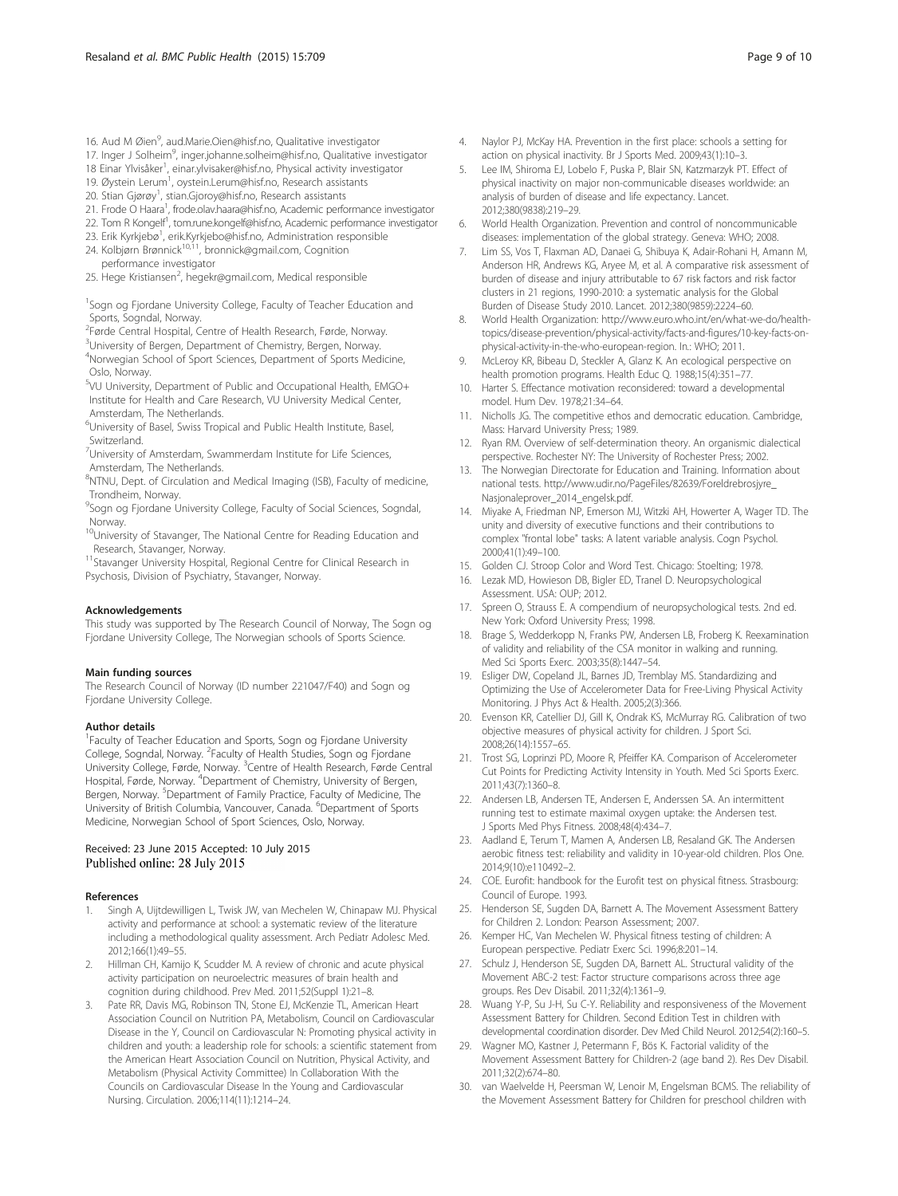16. Aud M Øien[9], aud.Marie.Oien@hisf.no, Qualitative investigator
17. Inger J Solheim[9], inger.johanne.solheim@hisf.no, Qualitative investigator
18 Einar Ylvisåker[1], einar.ylvisaker@hisf.no, Physical activity investigator
19. Øystein Lerum[1], oystein.Lerum@hisf.no, Research assistants
20. Stian Gjørøy[1], stian.Gjoroy@hisf.no, Research assistants
21. Frode O Haara[1], frode.olav.haara@hisf.no, Academic performance investigator
22. Tom R Kongelf[1], tom.rune.kongelf@hisf.no, Academic performance investigator
23. Erik Kyrkjebø[1], erik.Kyrkjebo@hisf.no, Administration responsible
24. Kolbjørn Brønnick[10,11], bronnick@gmail.com, Cognition performance investigator
25. Hege Kristiansen[2], hegekr@gmail.com, Medical responsible

[1]Sogn og Fjordane University College, Faculty of Teacher Education and Sports, Sogndal, Norway.
[2]Førde Central Hospital, Centre of Health Research, Førde, Norway.
[3]University of Bergen, Department of Chemistry, Bergen, Norway.
[4]Norwegian School of Sport Sciences, Department of Sports Medicine, Oslo, Norway.
[5]VU University, Department of Public and Occupational Health, EMGO+ Institute for Health and Care Research, VU University Medical Center, Amsterdam, The Netherlands.
[6]University of Basel, Swiss Tropical and Public Health Institute, Basel, Switzerland.
[7]University of Amsterdam, Swammerdam Institute for Life Sciences, Amsterdam, The Netherlands.
[8]NTNU, Dept. of Circulation and Medical Imaging (ISB), Faculty of medicine, Trondheim, Norway.
[9]Sogn og Fjordane University College, Faculty of Social Sciences, Sogndal, Norway.
[10]University of Stavanger, The National Centre for Reading Education and Research, Stavanger, Norway.
[11]Stavanger University Hospital, Regional Centre for Clinical Research in Psychosis, Division of Psychiatry, Stavanger, Norway.

#### Acknowledgements

This study was supported by The Research Council of Norway, The Sogn og Fjordane University College, The Norwegian schools of Sports Science.

#### Main funding sources

The Research Council of Norway (ID number 221047/F40) and Sogn og Fjordane University College.

#### Author details

[1]Faculty of Teacher Education and Sports, Sogn og Fjordane University College, Sogndal, Norway. [2]Faculty of Health Studies, Sogn og Fjordane University College, Førde, Norway. [3]Centre of Health Research, Førde Central Hospital, Førde, Norway. [4]Department of Chemistry, University of Bergen, Bergen, Norway. [5]Department of Family Practice, Faculty of Medicine, The University of British Columbia, Vancouver, Canada. [6]Department of Sports Medicine, Norwegian School of Sport Sciences, Oslo, Norway.

Received: 23 June 2015 Accepted: 10 July 2015
Published online: 28 July 2015

#### References

1. Singh A, Uijtdewilligen L, Twisk JW, van Mechelen W, Chinapaw MJ. Physical activity and performance at school: a systematic review of the literature including a methodological quality assessment. Arch Pediatr Adolesc Med. 2012;166(1):49–55.
2. Hillman CH, Kamijo K, Scudder M. A review of chronic and acute physical activity participation on neuroelectric measures of brain health and cognition during childhood. Prev Med. 2011;52(Suppl 1):21–8.
3. Pate RR, Davis MG, Robinson TN, Stone EJ, McKenzie TL, American Heart Association Council on Nutrition PA, Metabolism, Council on Cardiovascular Disease in the Y, Council on Cardiovascular N: Promoting physical activity in children and youth: a leadership role for schools: a scientific statement from the American Heart Association Council on Nutrition, Physical Activity, and Metabolism (Physical Activity Committee) In Collaboration With the Councils on Cardiovascular Disease In the Young and Cardiovascular Nursing. Circulation. 2006;114(11):1214–24.
4. Naylor PJ, McKay HA. Prevention in the first place: schools a setting for action on physical inactivity. Br J Sports Med. 2009;43(1):10–3.
5. Lee IM, Shiroma EJ, Lobelo F, Puska P, Blair SN, Katzmarzyk PT. Effect of physical inactivity on major non-communicable diseases worldwide: an analysis of burden of disease and life expectancy. Lancet. 2012;380(9838):219–29.
6. World Health Organization. Prevention and control of noncommunicable diseases: implementation of the global strategy. Geneva: WHO; 2008.
7. Lim SS, Vos T, Flaxman AD, Danaei G, Shibuya K, Adair-Rohani H, Amann M, Anderson HR, Andrews KG, Aryee M, et al. A comparative risk assessment of burden of disease and injury attributable to 67 risk factors and risk factor clusters in 21 regions, 1990-2010: a systematic analysis for the Global Burden of Disease Study 2010. Lancet. 2012;380(9859):2224–60.
8. World Health Organization: http://www.euro.who.int/en/what-we-do/health-topics/disease-prevention/physical-activity/facts-and-figures/10-key-facts-on-physical-activity-in-the-who-european-region. In.: WHO; 2011.
9. McLeroy KR, Bibeau D, Steckler A, Glanz K. An ecological perspective on health promotion programs. Health Educ Q. 1988;15(4):351–77.
10. Harter S. Effectance motivation reconsidered: toward a developmental model. Hum Dev. 1978;21:34–64.
11. Nicholls JG. The competitive ethos and democratic education. Cambridge, Mass: Harvard University Press; 1989.
12. Ryan RM. Overview of self-determination theory. An organismic dialectical perspective. Rochester NY: The University of Rochester Press; 2002.
13. The Norwegian Directorate for Education and Training. Information about national tests. http://www.udir.no/PageFiles/82639/Foreldrebrosjyre_Nasjonaleprover_2014_engelsk.pdf.
14. Miyake A, Friedman NP, Emerson MJ, Witzki AH, Howerter A, Wager TD. The unity and diversity of executive functions and their contributions to complex "frontal lobe" tasks: A latent variable analysis. Cogn Psychol. 2000;41(1):49–100.
15. Golden CJ. Stroop Color and Word Test. Chicago: Stoelting; 1978.
16. Lezak MD, Howieson DB, Bigler ED, Tranel D. Neuropsychological Assessment. USA: OUP; 2012.
17. Spreen O, Strauss E. A compendium of neuropsychological tests. 2nd ed. New York: Oxford University Press; 1998.
18. Brage S, Wedderkopp N, Franks PW, Andersen LB, Froberg K. Reexamination of validity and reliability of the CSA monitor in walking and running. Med Sci Sports Exerc. 2003;35(8):1447–54.
19. Esliger DW, Copeland JL, Barnes JD, Tremblay MS. Standardizing and Optimizing the Use of Accelerometer Data for Free-Living Physical Activity Monitoring. J Phys Act & Health. 2005;2(3):366.
20. Evenson KR, Catellier DJ, Gill K, Ondrak KS, McMurray RG. Calibration of two objective measures of physical activity for children. J Sport Sci. 2008;26(14):1557–65.
21. Trost SG, Loprinzi PD, Moore R, Pfeiffer KA. Comparison of Accelerometer Cut Points for Predicting Activity Intensity in Youth. Med Sci Sports Exerc. 2011;43(7):1360–8.
22. Andersen LB, Andersen TE, Andersen E, Anderssen SA. An intermittent running test to estimate maximal oxygen uptake: the Andersen test. J Sports Med Phys Fitness. 2008;48(4):434–7.
23. Aadland E, Terum T, Mamen A, Andersen LB, Resaland GK. The Andersen aerobic fitness test: reliability and validity in 10-year-old children. Plos One. 2014;9(10):e110492–2.
24. COE. Eurofit: handbook for the Eurofit test on physical fitness. Strasbourg: Council of Europe. 1993.
25. Henderson SE, Sugden DA, Barnett A. The Movement Assessment Battery for Children 2. London: Pearson Assessment; 2007.
26. Kemper HC, Van Mechelen W. Physical fitness testing of children: A European perspective. Pediatr Exerc Sci. 1996;8:201–14.
27. Schulz J, Henderson SE, Sugden DA, Barnett AL. Structural validity of the Movement ABC-2 test: Factor structure comparisons across three age groups. Res Dev Disabil. 2011;32(4):1361–9.
28. Wuang Y-P, Su J-H, Su C-Y. Reliability and responsiveness of the Movement Assessment Battery for Children. Second Edition Test in children with developmental coordination disorder. Dev Med Child Neurol. 2012;54(2):160–5.
29. Wagner MO, Kastner J, Petermann F, Bös K. Factorial validity of the Movement Assessment Battery for Children-2 (age band 2). Res Dev Disabil. 2011;32(2):674–80.
30. van Waelvelde H, Peersman W, Lenoir M, Engelsman BCMS. The reliability of the Movement Assessment Battery for Children for preschool children with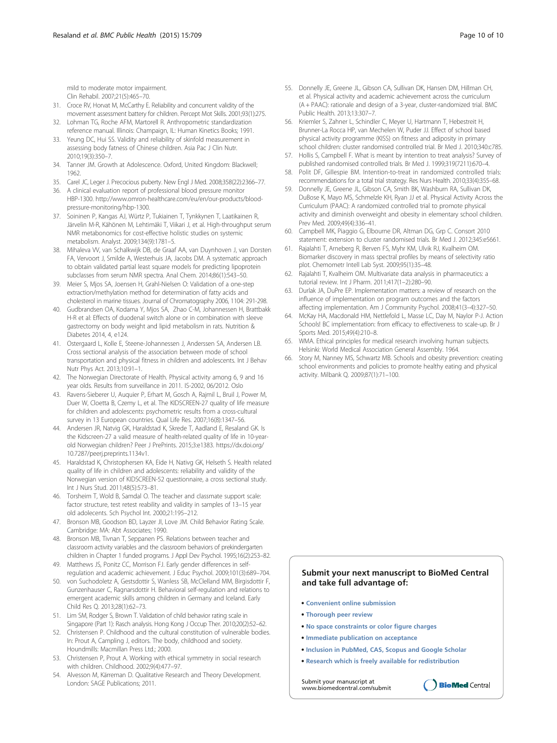mild to moderate motor impairment. Clin Rehabil. 2007;21(5):465–70.

31. Croce RV, Horvat M, McCarthy E. Reliability and concurrent validity of the movement assessment battery for children. Percept Mot Skills. 2001;93(1):275.
32. Lohman TG, Roche AFM, Martorell R. Anthropometric standardization reference manual. Illinois: Champaign, IL: Human Kinetics Books; 1991.
33. Yeung DC, Hui SS. Validity and reliability of skinfold measurement in assessing body fatness of Chinese children. Asia Pac J Clin Nutr. 2010;19(3):350–7.
34. Tanner JM. Growth at Adolescence. Oxford, United Kingdom: Blackwell; 1962.
35. Carel JC, Leger J. Precocious puberty. New Engl J Med. 2008;358(22):2366–77.
36. A clinical evaluation report of professional blood pressure monitor HBP-1300. http://www.omron-healthcare.com/eu/en/our-products/blood-pressure-monitoring/hbp-1300.
37. Soininen P, Kangas AJ, Würtz P, Tukiainen T, Tynkkynen T, Laatikainen R, Järvelin M-R, Kähönen M, Lehtimäki T, Viikari J, et al. High-throughput serum NMR metabonomics for cost-effective holistic studies on systemic metabolism. Analyst. 2009;134(9):1781–5.
38. Mihaleva VV, van Schalkwijk DB, de Graaf AA, van Duynhoven J, van Dorsten FA, Vervoort J, Smilde A, Westerhuis JA, Jacobs DM. A systematic approach to obtain validated partial least square models for predicting lipoprotein subclasses from serum NMR spectra. Anal Chem. 2014;86(1):543–50.
39. Meier S, Mjos SA, Joensen H, Grahl-Nielsen O: Validation of a one-step extraction/methylation method for determination of fatty acids and cholesterol in marine tissues. Journal of Chromatography 2006, 1104: 291-298.
40. Gudbrandsen OA, Kodama Y, Mjos SA, Zhao C-M, Johannessen H, Brattbakk H-R et al: Effects of duodenal switch alone or in combination with sleeve gastrectomy on body weight and lipid metabolism in rats. Nutrition & Diabetes 2014, 4, e124.
41. Ostergaard L, Kolle E, Steene-Johannessen J, Anderssen SA, Andersen LB. Cross sectional analysis of the association between mode of school transportation and physical fitness in children and adolescents. Int J Behav Nutr Phys Act. 2013;10:91–1.
42. The Norwegian Directorate of Health. Physical activity among 6, 9 and 16 year olds. Results from surveillance in 2011. IS-2002, 06/2012. Oslo
43. Ravens-Sieberer U, Auquier P, Erhart M, Gosch A, Rajmil L, Bruil J, Power M, Duer W, Cloetta B, Czemy L, et al. The KIDSCREEN-27 quality of life measure for children and adolescents: psychometric results from a cross-cultural survey in 13 European countries. Qual Life Res. 2007;16(8):1347–56.
44. Andersen JR, Natvig GK, Haraldstad K, Skrede T, Aadland E, Resaland GK. Is the Kidscreen-27 a valid measure of health-related quality of life in 10-year-old Norwegian children? Peer J PrePrints. 2015;3:e1383. https://dx.doi.org/10.7287/peerj.preprints.1134v1.
45. Haraldstad K, Christophersen KA, Eide H, Nativg GK, Helseth S. Health related quality of life in children and adolescents: reliability and validity of the Norwegian version of KIDSCREEN-52 questionnaire, a cross sectional study. Int J Nurs Stud. 2011;48(5):573–81.
46. Torsheim T, Wold B, Samdal O. The teacher and classmate support scale: factor structure, test retest reability and validity in samples of 13–15 year old adolecents. Sch Psychol Int. 2000;21:195–212.
47. Bronson MB, Goodson BD, Layzer JI, Love JM. Child Behavior Rating Scale. Cambridge: MA: Abt Associates; 1990.
48. Bronson MB, Tivnan T, Seppanen PS. Relations between teacher and classroom activity variables and the classroom behaviors of prekindergarten children in Chapter 1 funded programs. J Appl Dev Psychol. 1995;16(2):253–82.
49. Matthews JS, Ponitz CC, Morrison FJ. Early gender differences in self-regulation and academic achievement. J Educ Psychol. 2009;101(3):689–704.
50. von Suchodoletz A, Gestsdottir S, Wanless SB, McClelland MM, Birgisdottir F, Gunzenhauser C, Ragnarsdottir H. Behavioral self-regulation and relations to emergent academic skills among children in Germany and Iceland. Early Child Res Q. 2013;28(1):62–73.
51. Lim SM, Rodger S, Brown T. Validation of child behavior rating scale in Singapore (Part 1): Rasch analysis. Hong Kong J Occup Ther. 2010;20(2):52–62.
52. Christensen P. Childhood and the cultural constitution of vulnerable bodies. In: Prout A, Campling J, editors. The body, childhood and society. Houndmills: Macmillan Press Ltd.; 2000.
53. Christensen P, Prout A. Working with ethical symmetry in social research with children. Childhood. 2002;9(4):477–97.
54. Alvesson M, Kärreman D. Qualitative Research and Theory Development. London: SAGE Publications; 2011.
55. Donnelly JE, Greene JL, Gibson CA, Sullivan DK, Hansen DM, Hillman CH, et al. Physical activity and academic achievement across the curriculum (A + PAAC): rationale and design of a 3-year, cluster-randomized trial. BMC Public Health. 2013;13:307–7.
56. Kriemler S, Zahner L, Schindler C, Meyer U, Hartmann T, Hebestreit H, Brunner-La Rocca HP, van Mechelen W, Puder JJ. Effect of school based physical activity programme (KISS) on fitness and adiposity in primary school children: cluster randomised controlled trial. Br Med J. 2010;340:c785.
57. Hollis S, Campbell F. What is meant by intention to treat analysis? Survey of published randomised controlled trials. Br Med J. 1999;319(7211):670–4.
58. Polit DF, Gillespie BM. Intention-to-treat in randomized controlled trials: recommendations for a total trial strategy. Res Nurs Health. 2010;33(4):355–68.
59. Donnelly JE, Greene JL, Gibson CA, Smith BK, Washburn RA, Sullivan DK, DuBose K, Mayo MS, Schmelzle KH, Ryan JJ et al. Physical Activity Across the Curriculum (PAAC): A randomized controlled trial to promote physical activity and diminish overweight and obesity in elementary school children. Prev Med. 2009;49(4):336–41.
60. Campbell MK, Piaggio G, Elbourne DR, Altman DG, Grp C. Consort 2010 statement: extension to cluster randomised trials. Br Med J. 2012;345:e5661.
61. Rajalahti T, Arneberg R, Berven FS, Myhr KM, Ulvik RJ, Kvalheim OM. Biomarker discovery in mass spectral profiles by means of selectivity ratio plot. Chemometr Intell Lab Syst. 2009;95(1):35–48.
62. Rajalahti T, Kvalheim OM. Multivariate data analysis in pharmaceutics: a tutorial review. Int J Pharm. 2011;417(1–2):280–90.
63. Durlak JA, DuPre EP. Implementation matters: a review of research on the influence of implementation on program outcomes and the factors affecting implementation. Am J Community Psychol. 2008;41(3–4):327–50.
64. McKay HA, Macdonald HM, Nettlefold L, Masse LC, Day M, Naylor P-J. Action Schools! BC implementation: from efficacy to effectiveness to scale-up. Br J Sports Med. 2015;49(4):210–8.
65. WMA. Ethical principles for medical research involving human subjects. Helsinki: World Medical Association General Assembly. 1964.
66. Story M, Nanney MS, Schwartz MB. Schools and obesity prevention: creating school environments and policies to promote healthy eating and physical activity. Milbank Q. 2009;87(1):71–100.

**Submit your next manuscript to BioMed Central and take full advantage of:**

- **Convenient online submission**
- **Thorough peer review**
- **No space constraints or color figure charges**
- **Immediate publication on acceptance**
- **Inclusion in PubMed, CAS, Scopus and Google Scholar**
- **Research which is freely available for redistribution**

Submit your manuscript at www.biomedcentral.com/submit

BioMed Central